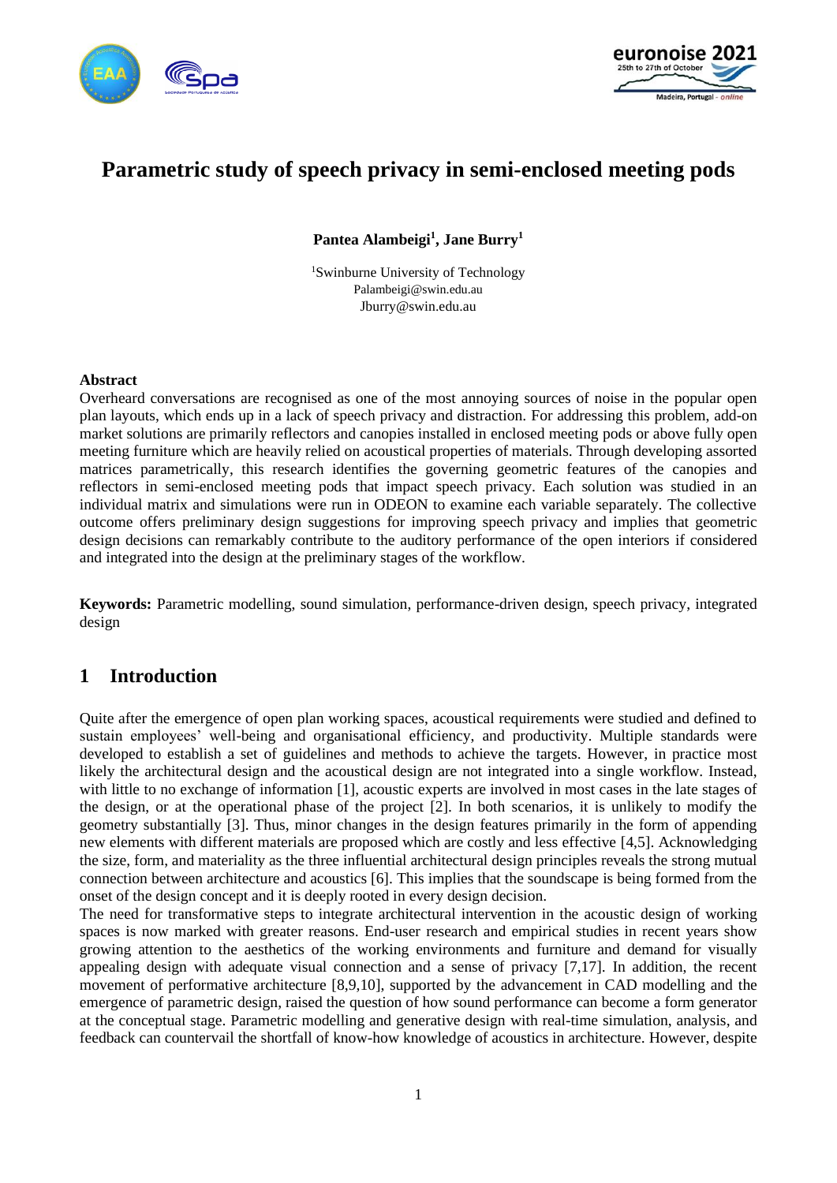# Parametric study of speech privacy in semi-enclosed meeting pods

**Pantea Alambeigi[1], Jane Burry[1]**

[1]Swinburne University of Technology
Palambeigi@swin.edu.au
Jburry@swin.edu.au

### Abstract

Overheard conversations are recognised as one of the most annoying sources of noise in the popular open plan layouts, which ends up in a lack of speech privacy and distraction. For addressing this problem, add-on market solutions are primarily reflectors and canopies installed in enclosed meeting pods or above fully open meeting furniture which are heavily relied on acoustical properties of materials. Through developing assorted matrices parametrically, this research identifies the governing geometric features of the canopies and reflectors in semi-enclosed meeting pods that impact speech privacy. Each solution was studied in an individual matrix and simulations were run in ODEON to examine each variable separately. The collective outcome offers preliminary design suggestions for improving speech privacy and implies that geometric design decisions can remarkably contribute to the auditory performance of the open interiors if considered and integrated into the design at the preliminary stages of the workflow.

**Keywords:** Parametric modelling, sound simulation, performance-driven design, speech privacy, integrated design

## 1 Introduction

Quite after the emergence of open plan working spaces, acoustical requirements were studied and defined to sustain employees' well-being and organisational efficiency, and productivity. Multiple standards were developed to establish a set of guidelines and methods to achieve the targets. However, in practice most likely the architectural design and the acoustical design are not integrated into a single workflow. Instead, with little to no exchange of information [1], acoustic experts are involved in most cases in the late stages of the design, or at the operational phase of the project [2]. In both scenarios, it is unlikely to modify the geometry substantially [3]. Thus, minor changes in the design features primarily in the form of appending new elements with different materials are proposed which are costly and less effective [4,5]. Acknowledging the size, form, and materiality as the three influential architectural design principles reveals the strong mutual connection between architecture and acoustics [6]. This implies that the soundscape is being formed from the onset of the design concept and it is deeply rooted in every design decision.

The need for transformative steps to integrate architectural intervention in the acoustic design of working spaces is now marked with greater reasons. End-user research and empirical studies in recent years show growing attention to the aesthetics of the working environments and furniture and demand for visually appealing design with adequate visual connection and a sense of privacy [7,17]. In addition, the recent movement of performative architecture [8,9,10], supported by the advancement in CAD modelling and the emergence of parametric design, raised the question of how sound performance can become a form generator at the conceptual stage. Parametric modelling and generative design with real-time simulation, analysis, and feedback can countervail the shortfall of know-how knowledge of acoustics in architecture. However, despite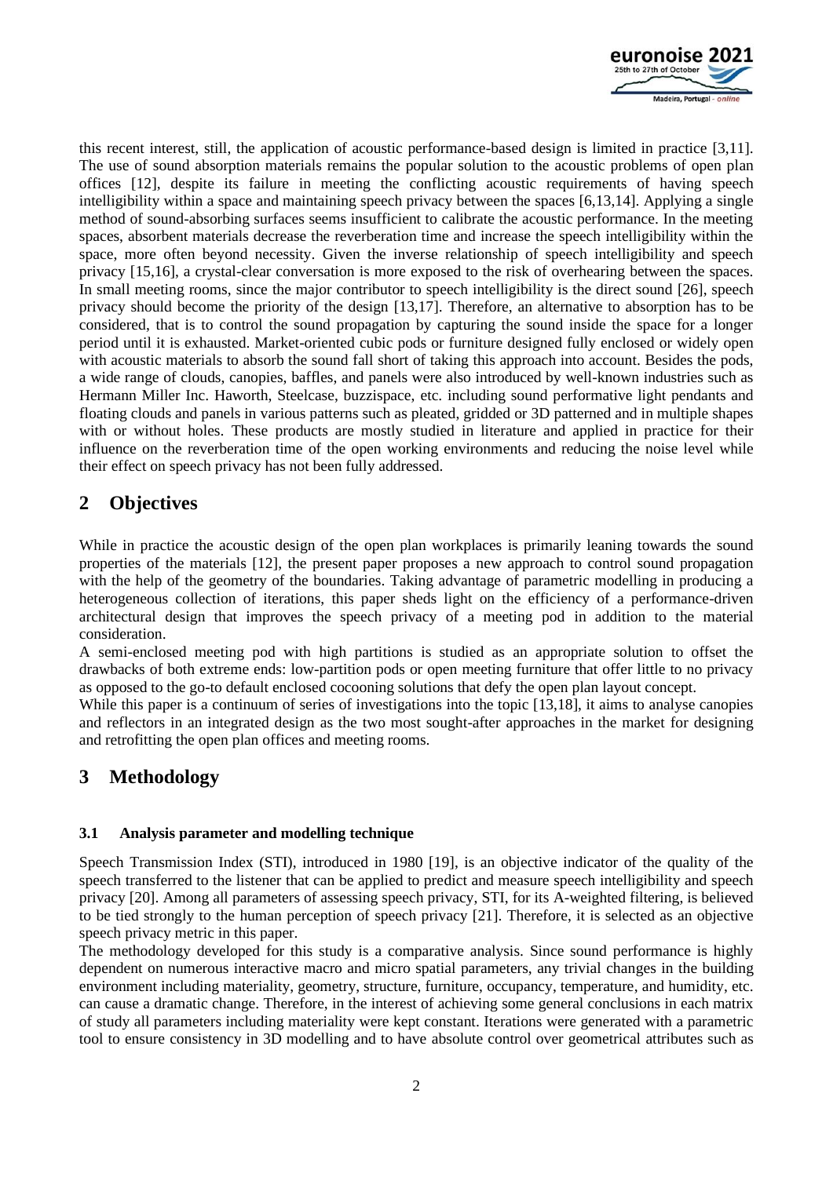this recent interest, still, the application of acoustic performance-based design is limited in practice [3,11]. The use of sound absorption materials remains the popular solution to the acoustic problems of open plan offices [12], despite its failure in meeting the conflicting acoustic requirements of having speech intelligibility within a space and maintaining speech privacy between the spaces [6,13,14]. Applying a single method of sound-absorbing surfaces seems insufficient to calibrate the acoustic performance. In the meeting spaces, absorbent materials decrease the reverberation time and increase the speech intelligibility within the space, more often beyond necessity. Given the inverse relationship of speech intelligibility and speech privacy [15,16], a crystal-clear conversation is more exposed to the risk of overhearing between the spaces. In small meeting rooms, since the major contributor to speech intelligibility is the direct sound [26], speech privacy should become the priority of the design [13,17]. Therefore, an alternative to absorption has to be considered, that is to control the sound propagation by capturing the sound inside the space for a longer period until it is exhausted. Market-oriented cubic pods or furniture designed fully enclosed or widely open with acoustic materials to absorb the sound fall short of taking this approach into account. Besides the pods, a wide range of clouds, canopies, baffles, and panels were also introduced by well-known industries such as Hermann Miller Inc. Haworth, Steelcase, buzzispace, etc. including sound performative light pendants and floating clouds and panels in various patterns such as pleated, gridded or 3D patterned and in multiple shapes with or without holes. These products are mostly studied in literature and applied in practice for their influence on the reverberation time of the open working environments and reducing the noise level while their effect on speech privacy has not been fully addressed.

# 2 Objectives

While in practice the acoustic design of the open plan workplaces is primarily leaning towards the sound properties of the materials [12], the present paper proposes a new approach to control sound propagation with the help of the geometry of the boundaries. Taking advantage of parametric modelling in producing a heterogeneous collection of iterations, this paper sheds light on the efficiency of a performance-driven architectural design that improves the speech privacy of a meeting pod in addition to the material consideration.

A semi-enclosed meeting pod with high partitions is studied as an appropriate solution to offset the drawbacks of both extreme ends: low-partition pods or open meeting furniture that offer little to no privacy as opposed to the go-to default enclosed cocooning solutions that defy the open plan layout concept.

While this paper is a continuum of series of investigations into the topic [13,18], it aims to analyse canopies and reflectors in an integrated design as the two most sought-after approaches in the market for designing and retrofitting the open plan offices and meeting rooms.

# 3 Methodology

### 3.1 Analysis parameter and modelling technique

Speech Transmission Index (STI), introduced in 1980 [19], is an objective indicator of the quality of the speech transferred to the listener that can be applied to predict and measure speech intelligibility and speech privacy [20]. Among all parameters of assessing speech privacy, STI, for its A-weighted filtering, is believed to be tied strongly to the human perception of speech privacy [21]. Therefore, it is selected as an objective speech privacy metric in this paper.

The methodology developed for this study is a comparative analysis. Since sound performance is highly dependent on numerous interactive macro and micro spatial parameters, any trivial changes in the building environment including materiality, geometry, structure, furniture, occupancy, temperature, and humidity, etc. can cause a dramatic change. Therefore, in the interest of achieving some general conclusions in each matrix of study all parameters including materiality were kept constant. Iterations were generated with a parametric tool to ensure consistency in 3D modelling and to have absolute control over geometrical attributes such as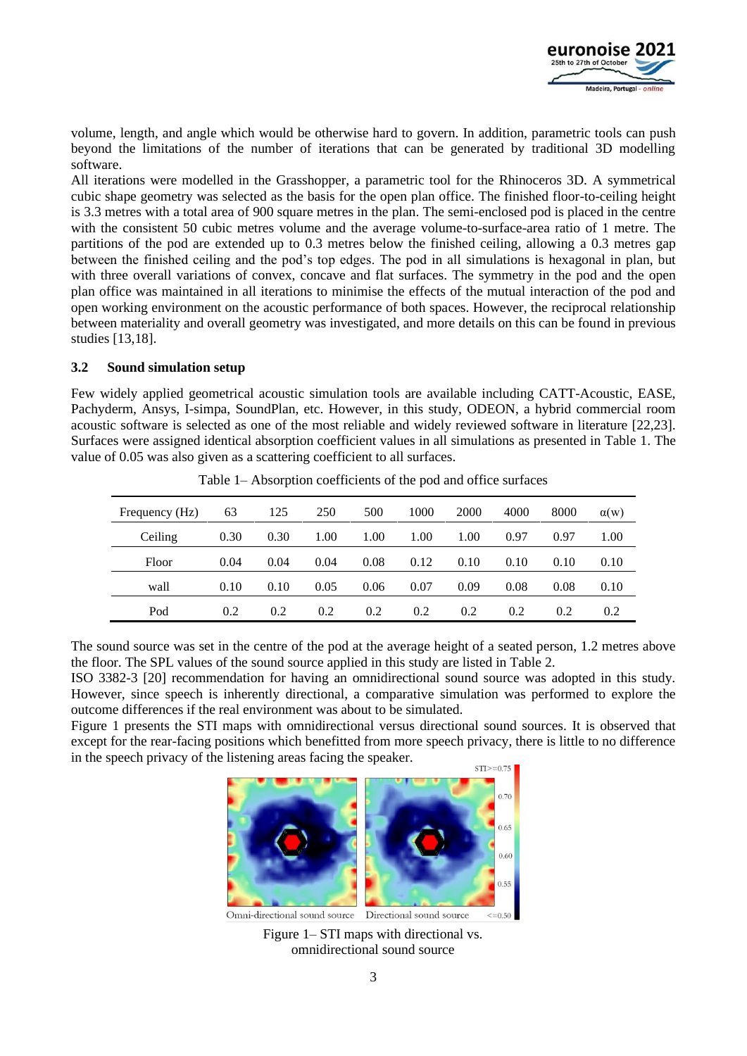volume, length, and angle which would be otherwise hard to govern. In addition, parametric tools can push beyond the limitations of the number of iterations that can be generated by traditional 3D modelling software.

All iterations were modelled in the Grasshopper, a parametric tool for the Rhinoceros 3D. A symmetrical cubic shape geometry was selected as the basis for the open plan office. The finished floor-to-ceiling height is 3.3 metres with a total area of 900 square metres in the plan. The semi-enclosed pod is placed in the centre with the consistent 50 cubic metres volume and the average volume-to-surface-area ratio of 1 metre. The partitions of the pod are extended up to 0.3 metres below the finished ceiling, allowing a 0.3 metres gap between the finished ceiling and the pod's top edges. The pod in all simulations is hexagonal in plan, but with three overall variations of convex, concave and flat surfaces. The symmetry in the pod and the open plan office was maintained in all iterations to minimise the effects of the mutual interaction of the pod and open working environment on the acoustic performance of both spaces. However, the reciprocal relationship between materiality and overall geometry was investigated, and more details on this can be found in previous studies [13,18].

### 3.2 Sound simulation setup

Few widely applied geometrical acoustic simulation tools are available including CATT-Acoustic, EASE, Pachyderm, Ansys, I-simpa, SoundPlan, etc. However, in this study, ODEON, a hybrid commercial room acoustic software is selected as one of the most reliable and widely reviewed software in literature [22,23]. Surfaces were assigned identical absorption coefficient values in all simulations as presented in Table 1. The value of 0.05 was also given as a scattering coefficient to all surfaces.

Table 1– Absorption coefficients of the pod and office surfaces

| Frequency (Hz) | 63 | 125 | 250 | 500 | 1000 | 2000 | 4000 | 8000 | α(w) |
|---|---|---|---|---|---|---|---|---|---|
| Ceiling | 0.30 | 0.30 | 1.00 | 1.00 | 1.00 | 1.00 | 0.97 | 0.97 | 1.00 |
| Floor | 0.04 | 0.04 | 0.04 | 0.08 | 0.12 | 0.10 | 0.10 | 0.10 | 0.10 |
| wall | 0.10 | 0.10 | 0.05 | 0.06 | 0.07 | 0.09 | 0.08 | 0.08 | 0.10 |
| Pod | 0.2 | 0.2 | 0.2 | 0.2 | 0.2 | 0.2 | 0.2 | 0.2 | 0.2 |

The sound source was set in the centre of the pod at the average height of a seated person, 1.2 metres above the floor. The SPL values of the sound source applied in this study are listed in Table 2.

ISO 3382-3 [20] recommendation for having an omnidirectional sound source was adopted in this study. However, since speech is inherently directional, a comparative simulation was performed to explore the outcome differences if the real environment was about to be simulated.

Figure 1 presents the STI maps with omnidirectional versus directional sound sources. It is observed that except for the rear-facing positions which benefitted from more speech privacy, there is little to no difference in the speech privacy of the listening areas facing the speaker.

Figure 1– STI maps with directional vs. omnidirectional sound source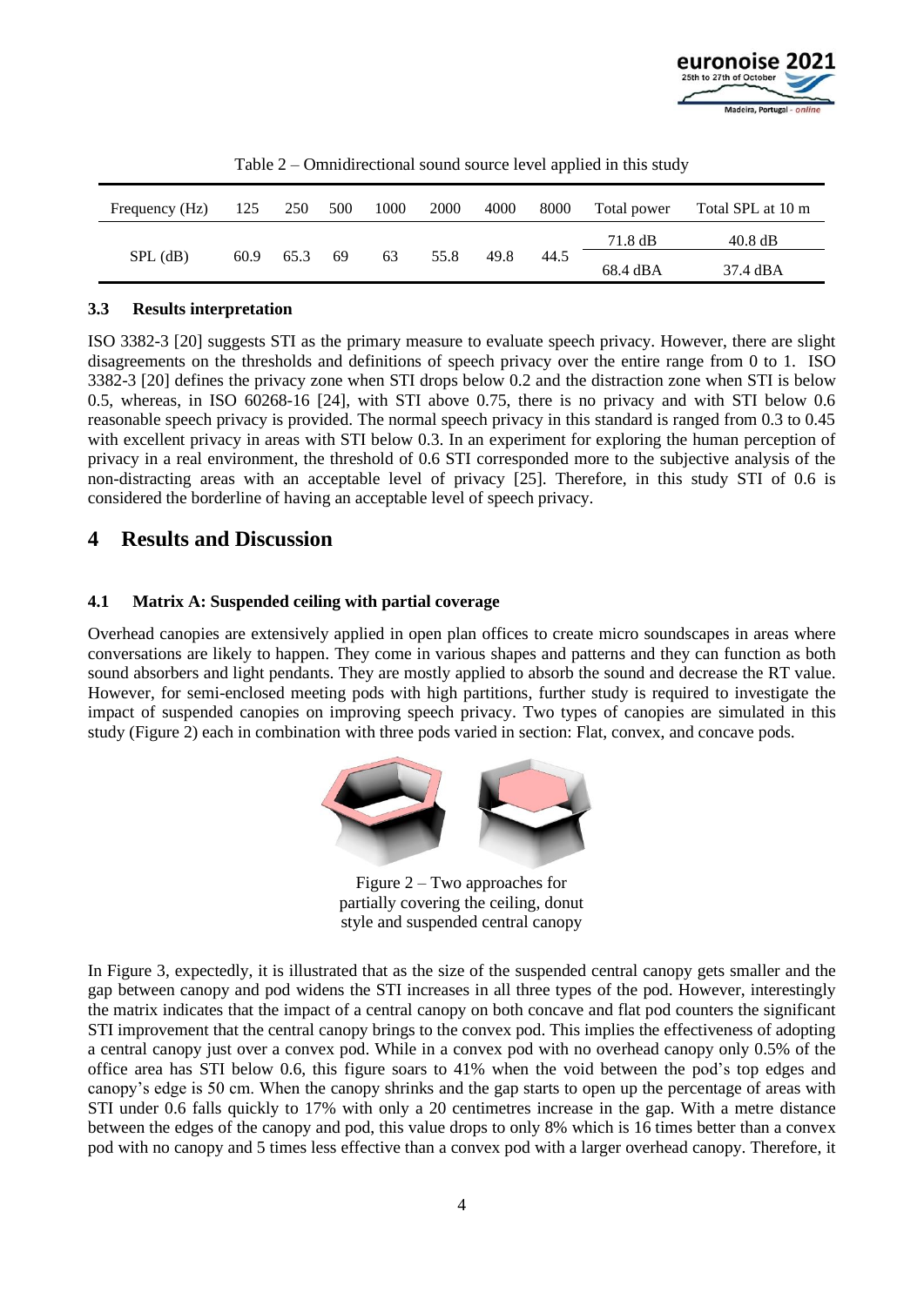Table 2 – Omnidirectional sound source level applied in this study

| Frequency (Hz) | 125 | 250 | 500 | 1000 | 2000 | 4000 | 8000 | Total power | Total SPL at 10 m |
|---|---|---|---|---|---|---|---|---|---|
| SPL (dB) | 60.9 | 65.3 | 69 | 63 | 55.8 | 49.8 | 44.5 | 71.8 dB | 40.8 dB |
| | | | | | | | | 68.4 dBA | 37.4 dBA |

### 3.3 Results interpretation

ISO 3382-3 [20] suggests STI as the primary measure to evaluate speech privacy. However, there are slight disagreements on the thresholds and definitions of speech privacy over the entire range from 0 to 1. ISO 3382-3 [20] defines the privacy zone when STI drops below 0.2 and the distraction zone when STI is below 0.5, whereas, in ISO 60268-16 [24], with STI above 0.75, there is no privacy and with STI below 0.6 reasonable speech privacy is provided. The normal speech privacy in this standard is ranged from 0.3 to 0.45 with excellent privacy in areas with STI below 0.3. In an experiment for exploring the human perception of privacy in a real environment, the threshold of 0.6 STI corresponded more to the subjective analysis of the non-distracting areas with an acceptable level of privacy [25]. Therefore, in this study STI of 0.6 is considered the borderline of having an acceptable level of speech privacy.

# 4 Results and Discussion

### 4.1 Matrix A: Suspended ceiling with partial coverage

Overhead canopies are extensively applied in open plan offices to create micro soundscapes in areas where conversations are likely to happen. They come in various shapes and patterns and they can function as both sound absorbers and light pendants. They are mostly applied to absorb the sound and decrease the RT value. However, for semi-enclosed meeting pods with high partitions, further study is required to investigate the impact of suspended canopies on improving speech privacy. Two types of canopies are simulated in this study (Figure 2) each in combination with three pods varied in section: Flat, convex, and concave pods.

Figure 2 – Two approaches for partially covering the ceiling, donut style and suspended central canopy

In Figure 3, expectedly, it is illustrated that as the size of the suspended central canopy gets smaller and the gap between canopy and pod widens the STI increases in all three types of the pod. However, interestingly the matrix indicates that the impact of a central canopy on both concave and flat pod counters the significant STI improvement that the central canopy brings to the convex pod. This implies the effectiveness of adopting a central canopy just over a convex pod. While in a convex pod with no overhead canopy only 0.5% of the office area has STI below 0.6, this figure soars to 41% when the void between the pod's top edges and canopy's edge is 50 cm. When the canopy shrinks and the gap starts to open up the percentage of areas with STI under 0.6 falls quickly to 17% with only a 20 centimetres increase in the gap. With a metre distance between the edges of the canopy and pod, this value drops to only 8% which is 16 times better than a convex pod with no canopy and 5 times less effective than a convex pod with a larger overhead canopy. Therefore, it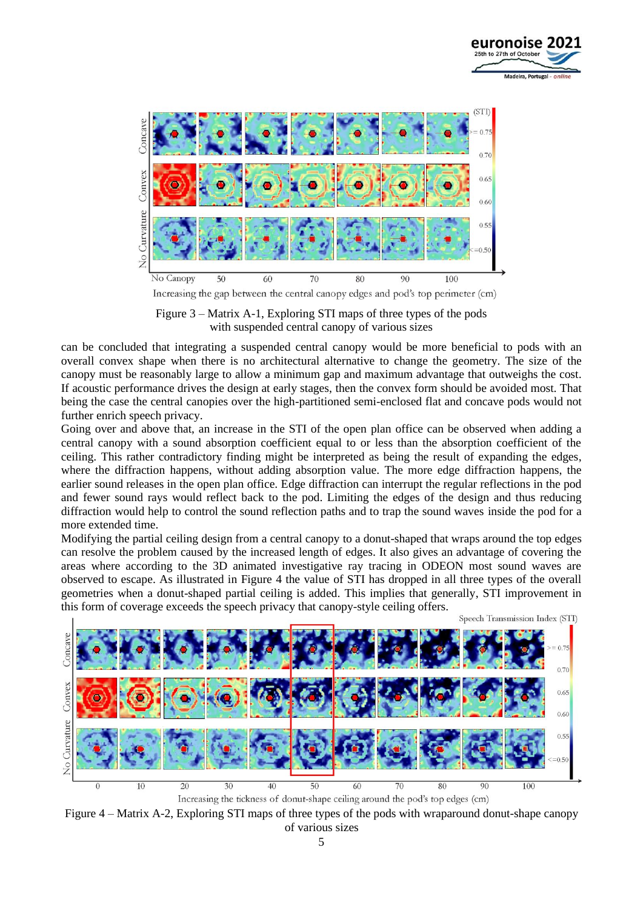Figure 3 – Matrix A-1, Exploring STI maps of three types of the pods with suspended central canopy of various sizes

can be concluded that integrating a suspended central canopy would be more beneficial to pods with an overall convex shape when there is no architectural alternative to change the geometry. The size of the canopy must be reasonably large to allow a minimum gap and maximum advantage that outweighs the cost. If acoustic performance drives the design at early stages, then the convex form should be avoided most. That being the case the central canopies over the high-partitioned semi-enclosed flat and concave pods would not further enrich speech privacy.

Going over and above that, an increase in the STI of the open plan office can be observed when adding a central canopy with a sound absorption coefficient equal to or less than the absorption coefficient of the ceiling. This rather contradictory finding might be interpreted as being the result of expanding the edges, where the diffraction happens, without adding absorption value. The more edge diffraction happens, the earlier sound releases in the open plan office. Edge diffraction can interrupt the regular reflections in the pod and fewer sound rays would reflect back to the pod. Limiting the edges of the design and thus reducing diffraction would help to control the sound reflection paths and to trap the sound waves inside the pod for a more extended time.

Modifying the partial ceiling design from a central canopy to a donut-shaped that wraps around the top edges can resolve the problem caused by the increased length of edges. It also gives an advantage of covering the areas where according to the 3D animated investigative ray tracing in ODEON most sound waves are observed to escape. As illustrated in Figure 4 the value of STI has dropped in all three types of the overall geometries when a donut-shaped partial ceiling is added. This implies that generally, STI improvement in this form of coverage exceeds the speech privacy that canopy-style ceiling offers.

Figure 4 – Matrix A-2, Exploring STI maps of three types of the pods with wraparound donut-shape canopy of various sizes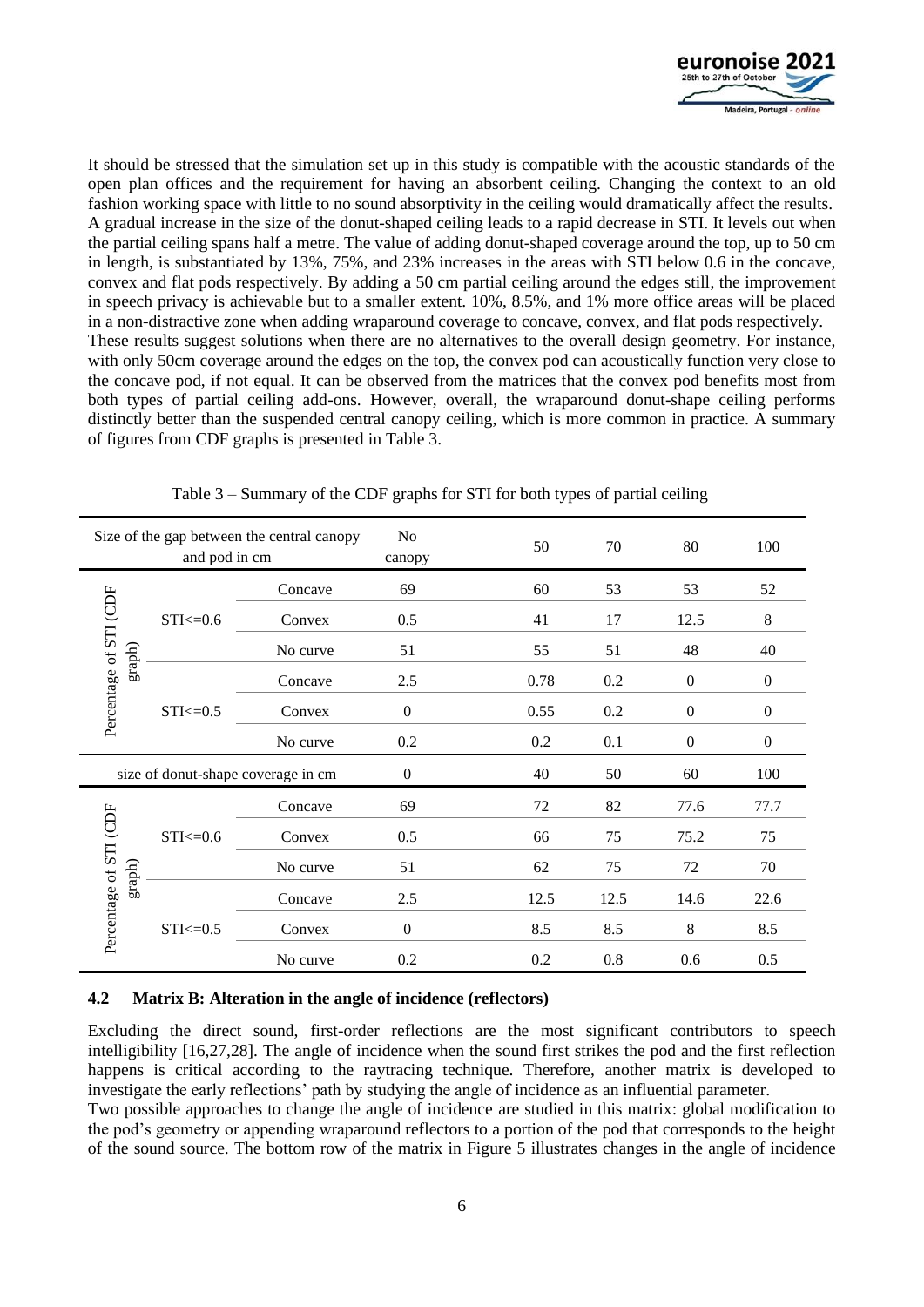It should be stressed that the simulation set up in this study is compatible with the acoustic standards of the open plan offices and the requirement for having an absorbent ceiling. Changing the context to an old fashion working space with little to no sound absorptivity in the ceiling would dramatically affect the results. A gradual increase in the size of the donut-shaped ceiling leads to a rapid decrease in STI. It levels out when the partial ceiling spans half a metre. The value of adding donut-shaped coverage around the top, up to 50 cm in length, is substantiated by 13%, 75%, and 23% increases in the areas with STI below 0.6 in the concave, convex and flat pods respectively. By adding a 50 cm partial ceiling around the edges still, the improvement in speech privacy is achievable but to a smaller extent. 10%, 8.5%, and 1% more office areas will be placed in a non-distractive zone when adding wraparound coverage to concave, convex, and flat pods respectively.
These results suggest solutions when there are no alternatives to the overall design geometry. For instance, with only 50cm coverage around the edges on the top, the convex pod can acoustically function very close to the concave pod, if not equal. It can be observed from the matrices that the convex pod benefits most from both types of partial ceiling add-ons. However, overall, the wraparound donut-shape ceiling performs distinctly better than the suspended central canopy ceiling, which is more common in practice. A summary of figures from CDF graphs is presented in Table 3.

Table 3 – Summary of the CDF graphs for STI for both types of partial ceiling

| Size of the gap between the central canopy and pod in cm | | | No canopy | 50 | 70 | 80 | 100 |
|---|---|---|---|---|---|---|---|
| Percentage of STI (CDF graph) | STI<=0.6 | Concave | 69 | 60 | 53 | 53 | 52 |
| | | Convex | 0.5 | 41 | 17 | 12.5 | 8 |
| | | No curve | 51 | 55 | 51 | 48 | 40 |
| | STI<=0.5 | Concave | 2.5 | 0.78 | 0.2 | 0 | 0 |
| | | Convex | 0 | 0.55 | 0.2 | 0 | 0 |
| | | No curve | 0.2 | 0.2 | 0.1 | 0 | 0 |
| size of donut-shape coverage in cm | | | 0 | 40 | 50 | 60 | 100 |
| Percentage of STI (CDF graph) | STI<=0.6 | Concave | 69 | 72 | 82 | 77.6 | 77.7 |
| | | Convex | 0.5 | 66 | 75 | 75.2 | 75 |
| | | No curve | 51 | 62 | 75 | 72 | 70 |
| | STI<=0.5 | Concave | 2.5 | 12.5 | 12.5 | 14.6 | 22.6 |
| | | Convex | 0 | 8.5 | 8.5 | 8 | 8.5 |
| | | No curve | 0.2 | 0.2 | 0.8 | 0.6 | 0.5 |

### 4.2 Matrix B: Alteration in the angle of incidence (reflectors)

Excluding the direct sound, first-order reflections are the most significant contributors to speech intelligibility [16,27,28]. The angle of incidence when the sound first strikes the pod and the first reflection happens is critical according to the raytracing technique. Therefore, another matrix is developed to investigate the early reflections' path by studying the angle of incidence as an influential parameter.
Two possible approaches to change the angle of incidence are studied in this matrix: global modification to the pod's geometry or appending wraparound reflectors to a portion of the pod that corresponds to the height of the sound source. The bottom row of the matrix in Figure 5 illustrates changes in the angle of incidence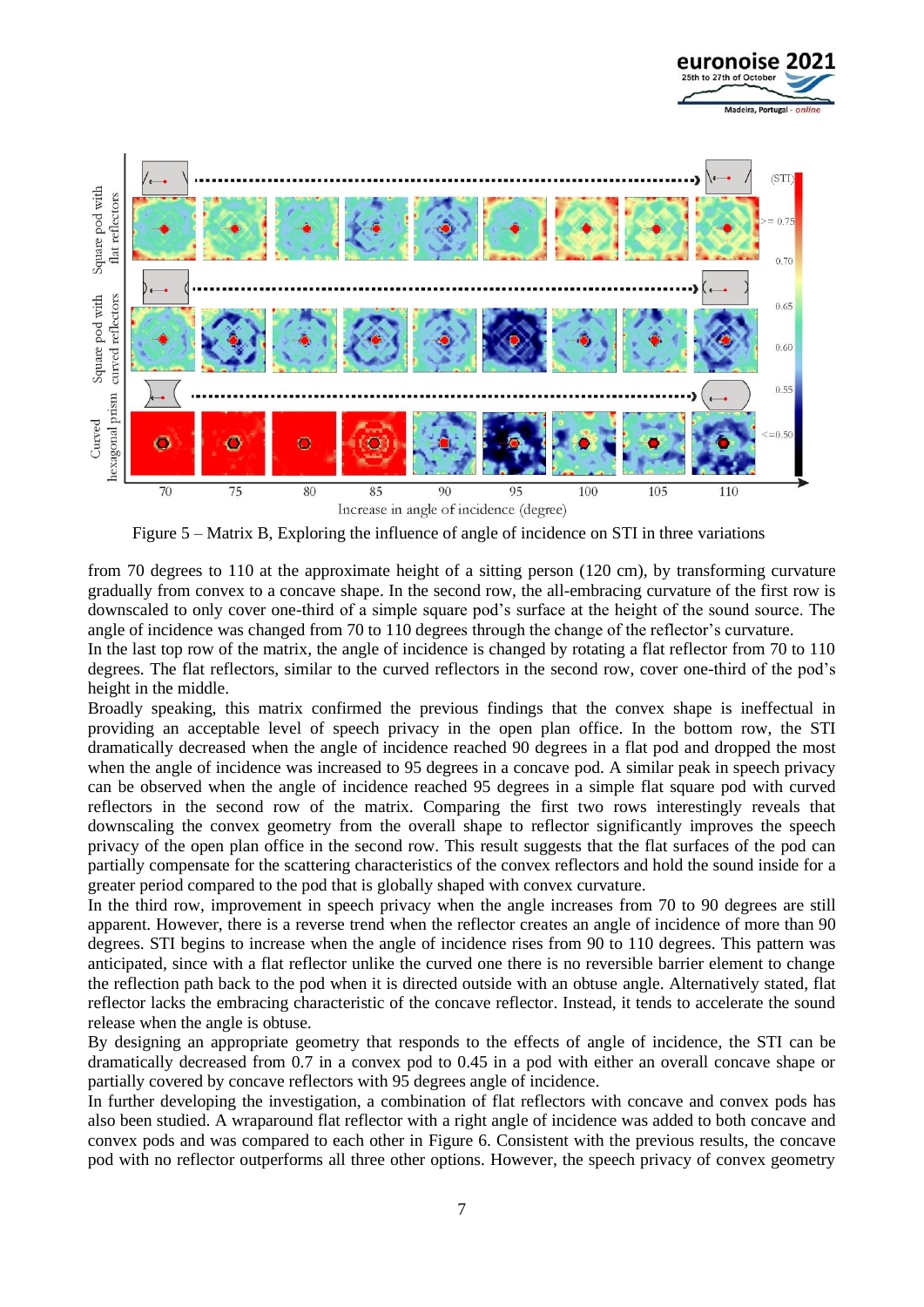Figure 5 – Matrix B, Exploring the influence of angle of incidence on STI in three variations

from 70 degrees to 110 at the approximate height of a sitting person (120 cm), by transforming curvature gradually from convex to a concave shape. In the second row, the all-embracing curvature of the first row is downscaled to only cover one-third of a simple square pod's surface at the height of the sound source. The angle of incidence was changed from 70 to 110 degrees through the change of the reflector's curvature.

In the last top row of the matrix, the angle of incidence is changed by rotating a flat reflector from 70 to 110 degrees. The flat reflectors, similar to the curved reflectors in the second row, cover one-third of the pod's height in the middle.

Broadly speaking, this matrix confirmed the previous findings that the convex shape is ineffectual in providing an acceptable level of speech privacy in the open plan office. In the bottom row, the STI dramatically decreased when the angle of incidence reached 90 degrees in a flat pod and dropped the most when the angle of incidence was increased to 95 degrees in a concave pod. A similar peak in speech privacy can be observed when the angle of incidence reached 95 degrees in a simple flat square pod with curved reflectors in the second row of the matrix. Comparing the first two rows interestingly reveals that downscaling the convex geometry from the overall shape to reflector significantly improves the speech privacy of the open plan office in the second row. This result suggests that the flat surfaces of the pod can partially compensate for the scattering characteristics of the convex reflectors and hold the sound inside for a greater period compared to the pod that is globally shaped with convex curvature.

In the third row, improvement in speech privacy when the angle increases from 70 to 90 degrees are still apparent. However, there is a reverse trend when the reflector creates an angle of incidence of more than 90 degrees. STI begins to increase when the angle of incidence rises from 90 to 110 degrees. This pattern was anticipated, since with a flat reflector unlike the curved one there is no reversible barrier element to change the reflection path back to the pod when it is directed outside with an obtuse angle. Alternatively stated, flat reflector lacks the embracing characteristic of the concave reflector. Instead, it tends to accelerate the sound release when the angle is obtuse.

By designing an appropriate geometry that responds to the effects of angle of incidence, the STI can be dramatically decreased from 0.7 in a convex pod to 0.45 in a pod with either an overall concave shape or partially covered by concave reflectors with 95 degrees angle of incidence.

In further developing the investigation, a combination of flat reflectors with concave and convex pods has also been studied. A wraparound flat reflector with a right angle of incidence was added to both concave and convex pods and was compared to each other in Figure 6. Consistent with the previous results, the concave pod with no reflector outperforms all three other options. However, the speech privacy of convex geometry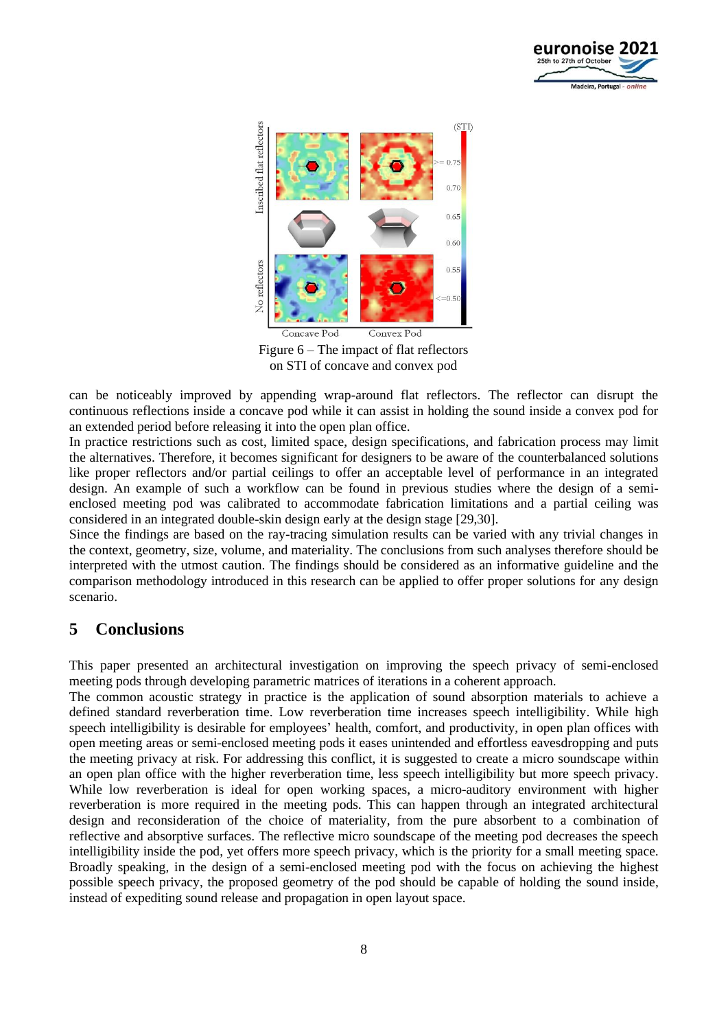Figure 6 – The impact of flat reflectors on STI of concave and convex pod

can be noticeably improved by appending wrap-around flat reflectors. The reflector can disrupt the continuous reflections inside a concave pod while it can assist in holding the sound inside a convex pod for an extended period before releasing it into the open plan office.

In practice restrictions such as cost, limited space, design specifications, and fabrication process may limit the alternatives. Therefore, it becomes significant for designers to be aware of the counterbalanced solutions like proper reflectors and/or partial ceilings to offer an acceptable level of performance in an integrated design. An example of such a workflow can be found in previous studies where the design of a semi-enclosed meeting pod was calibrated to accommodate fabrication limitations and a partial ceiling was considered in an integrated double-skin design early at the design stage [29,30].

Since the findings are based on the ray-tracing simulation results can be varied with any trivial changes in the context, geometry, size, volume, and materiality. The conclusions from such analyses therefore should be interpreted with the utmost caution. The findings should be considered as an informative guideline and the comparison methodology introduced in this research can be applied to offer proper solutions for any design scenario.

## 5 Conclusions

This paper presented an architectural investigation on improving the speech privacy of semi-enclosed meeting pods through developing parametric matrices of iterations in a coherent approach.

The common acoustic strategy in practice is the application of sound absorption materials to achieve a defined standard reverberation time. Low reverberation time increases speech intelligibility. While high speech intelligibility is desirable for employees' health, comfort, and productivity, in open plan offices with open meeting areas or semi-enclosed meeting pods it eases unintended and effortless eavesdropping and puts the meeting privacy at risk. For addressing this conflict, it is suggested to create a micro soundscape within an open plan office with the higher reverberation time, less speech intelligibility but more speech privacy. While low reverberation is ideal for open working spaces, a micro-auditory environment with higher reverberation is more required in the meeting pods. This can happen through an integrated architectural design and reconsideration of the choice of materiality, from the pure absorbent to a combination of reflective and absorptive surfaces. The reflective micro soundscape of the meeting pod decreases the speech intelligibility inside the pod, yet offers more speech privacy, which is the priority for a small meeting space. Broadly speaking, in the design of a semi-enclosed meeting pod with the focus on achieving the highest possible speech privacy, the proposed geometry of the pod should be capable of holding the sound inside, instead of expediting sound release and propagation in open layout space.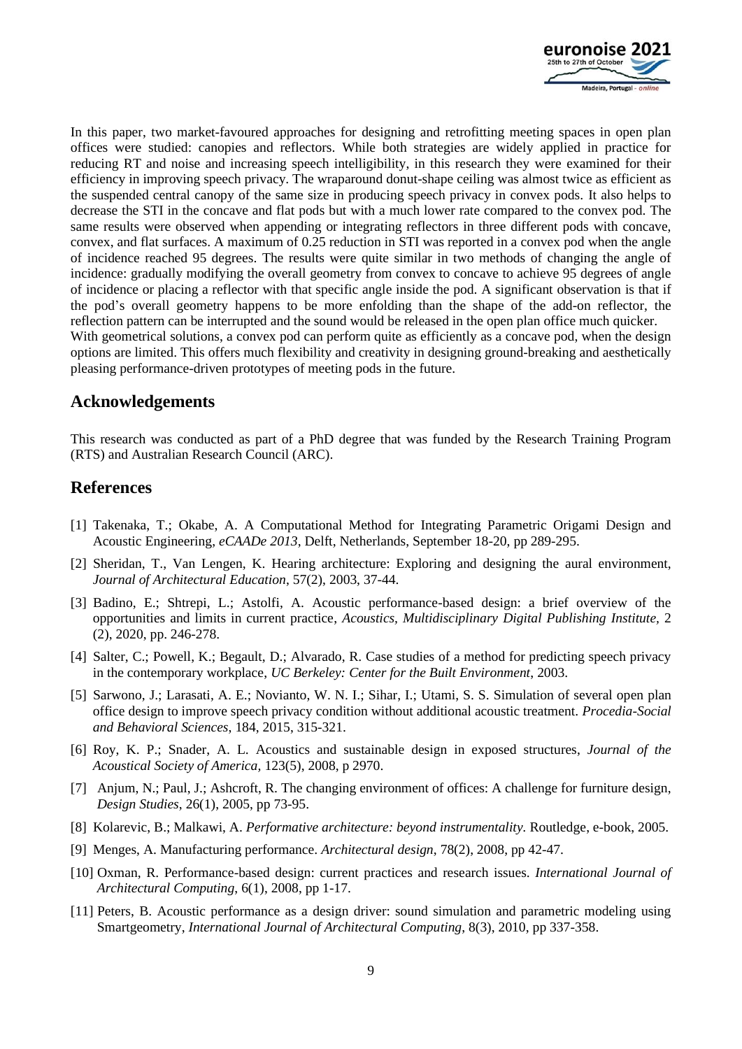In this paper, two market-favoured approaches for designing and retrofitting meeting spaces in open plan offices were studied: canopies and reflectors. While both strategies are widely applied in practice for reducing RT and noise and increasing speech intelligibility, in this research they were examined for their efficiency in improving speech privacy. The wraparound donut-shape ceiling was almost twice as efficient as the suspended central canopy of the same size in producing speech privacy in convex pods. It also helps to decrease the STI in the concave and flat pods but with a much lower rate compared to the convex pod. The same results were observed when appending or integrating reflectors in three different pods with concave, convex, and flat surfaces. A maximum of 0.25 reduction in STI was reported in a convex pod when the angle of incidence reached 95 degrees. The results were quite similar in two methods of changing the angle of incidence: gradually modifying the overall geometry from convex to concave to achieve 95 degrees of angle of incidence or placing a reflector with that specific angle inside the pod. A significant observation is that if the pod's overall geometry happens to be more enfolding than the shape of the add-on reflector, the reflection pattern can be interrupted and the sound would be released in the open plan office much quicker.
With geometrical solutions, a convex pod can perform quite as efficiently as a concave pod, when the design options are limited. This offers much flexibility and creativity in designing ground-breaking and aesthetically pleasing performance-driven prototypes of meeting pods in the future.

## Acknowledgements

This research was conducted as part of a PhD degree that was funded by the Research Training Program (RTS) and Australian Research Council (ARC).

## References

[1] Takenaka, T.; Okabe, A. A Computational Method for Integrating Parametric Origami Design and Acoustic Engineering, *eCAADe 2013*, Delft, Netherlands, September 18-20, pp 289-295.

[2] Sheridan, T., Van Lengen, K. Hearing architecture: Exploring and designing the aural environment, *Journal of Architectural Education*, 57(2), 2003, 37-44.

[3] Badino, E.; Shtrepi, L.; Astolfi, A. Acoustic performance-based design: a brief overview of the opportunities and limits in current practice, *Acoustics, Multidisciplinary Digital Publishing Institute,* 2 (2), 2020, pp. 246-278.

[4] Salter, C.; Powell, K.; Begault, D.; Alvarado, R. Case studies of a method for predicting speech privacy in the contemporary workplace, *UC Berkeley: Center for the Built Environment*, 2003.

[5] Sarwono, J.; Larasati, A. E.; Novianto, W. N. I.; Sihar, I.; Utami, S. S. Simulation of several open plan office design to improve speech privacy condition without additional acoustic treatment. *Procedia-Social and Behavioral Sciences*, 184, 2015, 315-321.

[6] Roy, K. P.; Snader, A. L. Acoustics and sustainable design in exposed structures, *Journal of the Acoustical Society of America*, 123(5), 2008, p 2970.

[7] Anjum, N.; Paul, J.; Ashcroft, R. The changing environment of offices: A challenge for furniture design, *Design Studies*, 26(1), 2005, pp 73-95.

[8] Kolarevic, B.; Malkawi, A. *Performative architecture: beyond instrumentality.* Routledge, e-book, 2005.

[9] Menges, A. Manufacturing performance. *Architectural design*, 78(2), 2008, pp 42-47.

[10] Oxman, R. Performance-based design: current practices and research issues. *International Journal of Architectural Computing*, 6(1), 2008, pp 1-17.

[11] Peters, B. Acoustic performance as a design driver: sound simulation and parametric modeling using Smartgeometry, *International Journal of Architectural Computing*, 8(3), 2010, pp 337-358.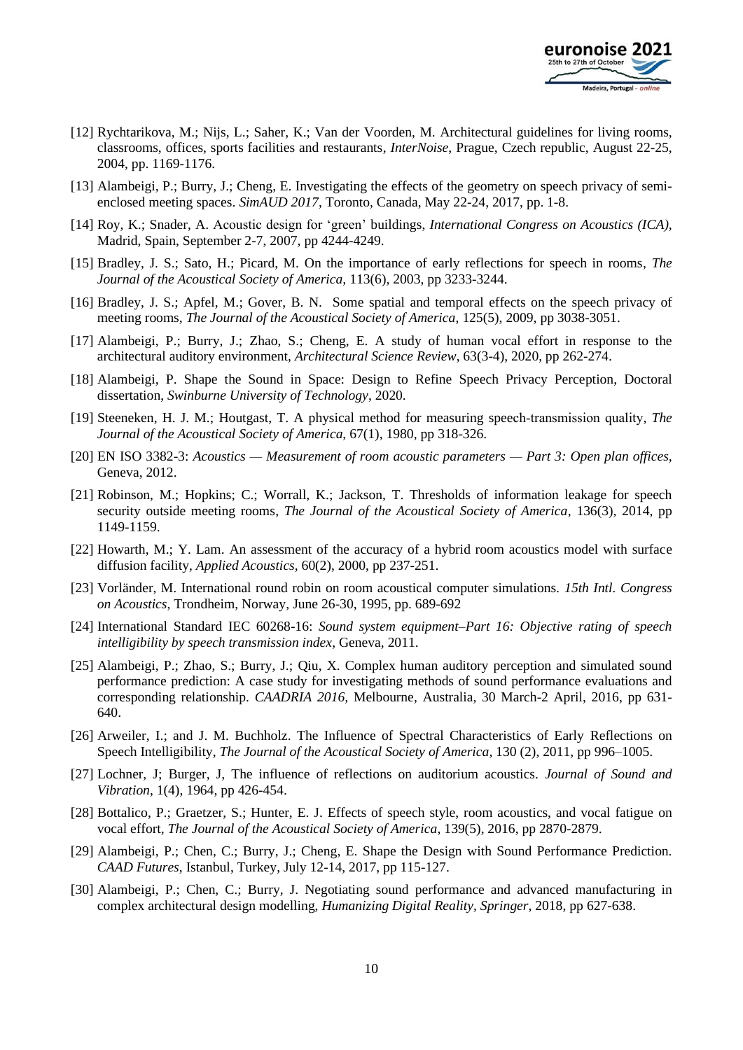[12] Rychtarikova, M.; Nijs, L.; Saher, K.; Van der Voorden, M. Architectural guidelines for living rooms, classrooms, offices, sports facilities and restaurants, *InterNoise*, Prague, Czech republic, August 22-25, 2004, pp. 1169-1176.

[13] Alambeigi, P.; Burry, J.; Cheng, E. Investigating the effects of the geometry on speech privacy of semi-enclosed meeting spaces. *SimAUD 2017*, Toronto, Canada, May 22-24, 2017, pp. 1-8.

[14] Roy, K.; Snader, A. Acoustic design for 'green' buildings, *International Congress on Acoustics (ICA)*, Madrid, Spain, September 2-7, 2007, pp 4244-4249.

[15] Bradley, J. S.; Sato, H.; Picard, M. On the importance of early reflections for speech in rooms, *The Journal of the Acoustical Society of America*, 113(6), 2003, pp 3233-3244.

[16] Bradley, J. S.; Apfel, M.; Gover, B. N. Some spatial and temporal effects on the speech privacy of meeting rooms, *The Journal of the Acoustical Society of America*, 125(5), 2009, pp 3038-3051.

[17] Alambeigi, P.; Burry, J.; Zhao, S.; Cheng, E. A study of human vocal effort in response to the architectural auditory environment, *Architectural Science Review*, 63(3-4), 2020, pp 262-274.

[18] Alambeigi, P. Shape the Sound in Space: Design to Refine Speech Privacy Perception, Doctoral dissertation, *Swinburne University of Technology*, 2020.

[19] Steeneken, H. J. M.; Houtgast, T. A physical method for measuring speech-transmission quality, *The Journal of the Acoustical Society of America*, 67(1), 1980, pp 318-326.

[20] EN ISO 3382-3: *Acoustics — Measurement of room acoustic parameters — Part 3: Open plan offices*, Geneva, 2012.

[21] Robinson, M.; Hopkins; C.; Worrall, K.; Jackson, T. Thresholds of information leakage for speech security outside meeting rooms, *The Journal of the Acoustical Society of America*, 136(3), 2014, pp 1149-1159.

[22] Howarth, M.; Y. Lam. An assessment of the accuracy of a hybrid room acoustics model with surface diffusion facility, *Applied Acoustics*, 60(2), 2000, pp 237-251.

[23] Vorländer, M. International round robin on room acoustical computer simulations. *15th Intl. Congress on Acoustics*, Trondheim, Norway, June 26-30, 1995, pp. 689-692

[24] International Standard IEC 60268-16: *Sound system equipment–Part 16: Objective rating of speech intelligibility by speech transmission index*, Geneva, 2011.

[25] Alambeigi, P.; Zhao, S.; Burry, J.; Qiu, X. Complex human auditory perception and simulated sound performance prediction: A case study for investigating methods of sound performance evaluations and corresponding relationship. *CAADRIA 2016*, Melbourne, Australia, 30 March-2 April, 2016, pp 631-640.

[26] Arweiler, I.; and J. M. Buchholz. The Influence of Spectral Characteristics of Early Reflections on Speech Intelligibility, *The Journal of the Acoustical Society of America*, 130 (2), 2011, pp 996–1005.

[27] Lochner, J; Burger, J, The influence of reflections on auditorium acoustics. *Journal of Sound and Vibration*, 1(4), 1964, pp 426-454.

[28] Bottalico, P.; Graetzer, S.; Hunter, E. J. Effects of speech style, room acoustics, and vocal fatigue on vocal effort, *The Journal of the Acoustical Society of America*, 139(5), 2016, pp 2870-2879.

[29] Alambeigi, P.; Chen, C.; Burry, J.; Cheng, E. Shape the Design with Sound Performance Prediction. *CAAD Futures*, Istanbul, Turkey, July 12-14, 2017, pp 115-127.

[30] Alambeigi, P.; Chen, C.; Burry, J. Negotiating sound performance and advanced manufacturing in complex architectural design modelling, *Humanizing Digital Reality, Springer*, 2018, pp 627-638.